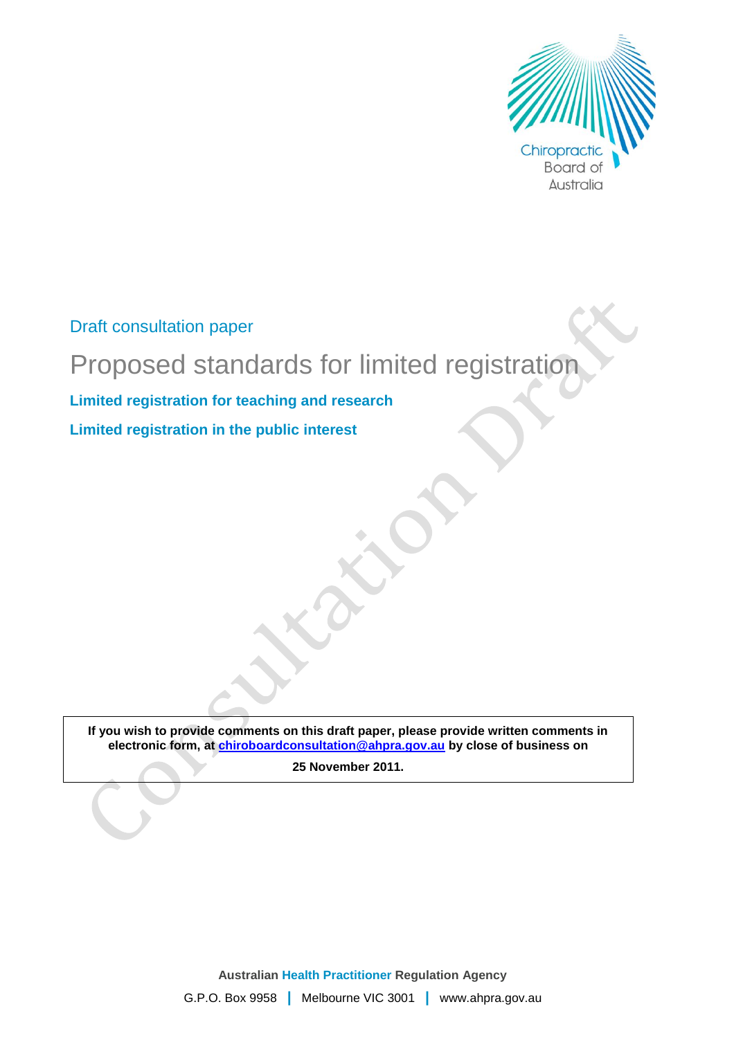Chiropractic Board of Australia

Draft consultation paper

# Proposed standards for limited registration

**Limited registration for teaching and research**

**Limited registration in the public interest**

**If you wish to provide comments on this draft paper, please provide written comments in electronic form, at chiroboardconsultation@ahpra.gov.au by close of business on**

**25 November 2011.**

**Australian Health Practitioner Regulation Agency**

G.P.O. Box 9958 | Melbourne VIC 3001 | www.ahpra.gov.au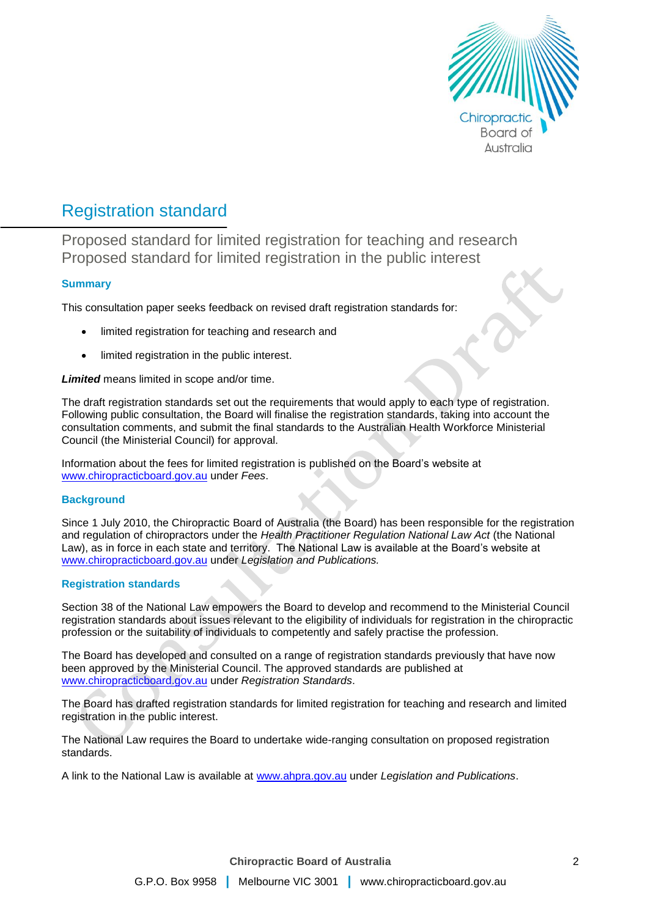# Registration standard

## Proposed standard for limited registration for teaching and research
## Proposed standard for limited registration in the public interest

### Summary

This consultation paper seeks feedback on revised draft registration standards for:

- limited registration for teaching and research and
- limited registration in the public interest.

***Limited*** means limited in scope and/or time.

The draft registration standards set out the requirements that would apply to each type of registration. Following public consultation, the Board will finalise the registration standards, taking into account the consultation comments, and submit the final standards to the Australian Health Workforce Ministerial Council (the Ministerial Council) for approval.

Information about the fees for limited registration is published on the Board's website at www.chiropracticboard.gov.au under *Fees*.

### Background

Since 1 July 2010, the Chiropractic Board of Australia (the Board) has been responsible for the registration and regulation of chiropractors under the *Health Practitioner Regulation National Law Act* (the National Law), as in force in each state and territory. The National Law is available at the Board's website at www.chiropracticboard.gov.au under *Legislation and Publications.*

### Registration standards

Section 38 of the National Law empowers the Board to develop and recommend to the Ministerial Council registration standards about issues relevant to the eligibility of individuals for registration in the chiropractic profession or the suitability of individuals to competently and safely practise the profession.

The Board has developed and consulted on a range of registration standards previously that have now been approved by the Ministerial Council. The approved standards are published at www.chiropracticboard.gov.au under *Registration Standards*.

The Board has drafted registration standards for limited registration for teaching and research and limited registration in the public interest.

The National Law requires the Board to undertake wide-ranging consultation on proposed registration standards.

A link to the National Law is available at www.ahpra.gov.au under *Legislation and Publications*.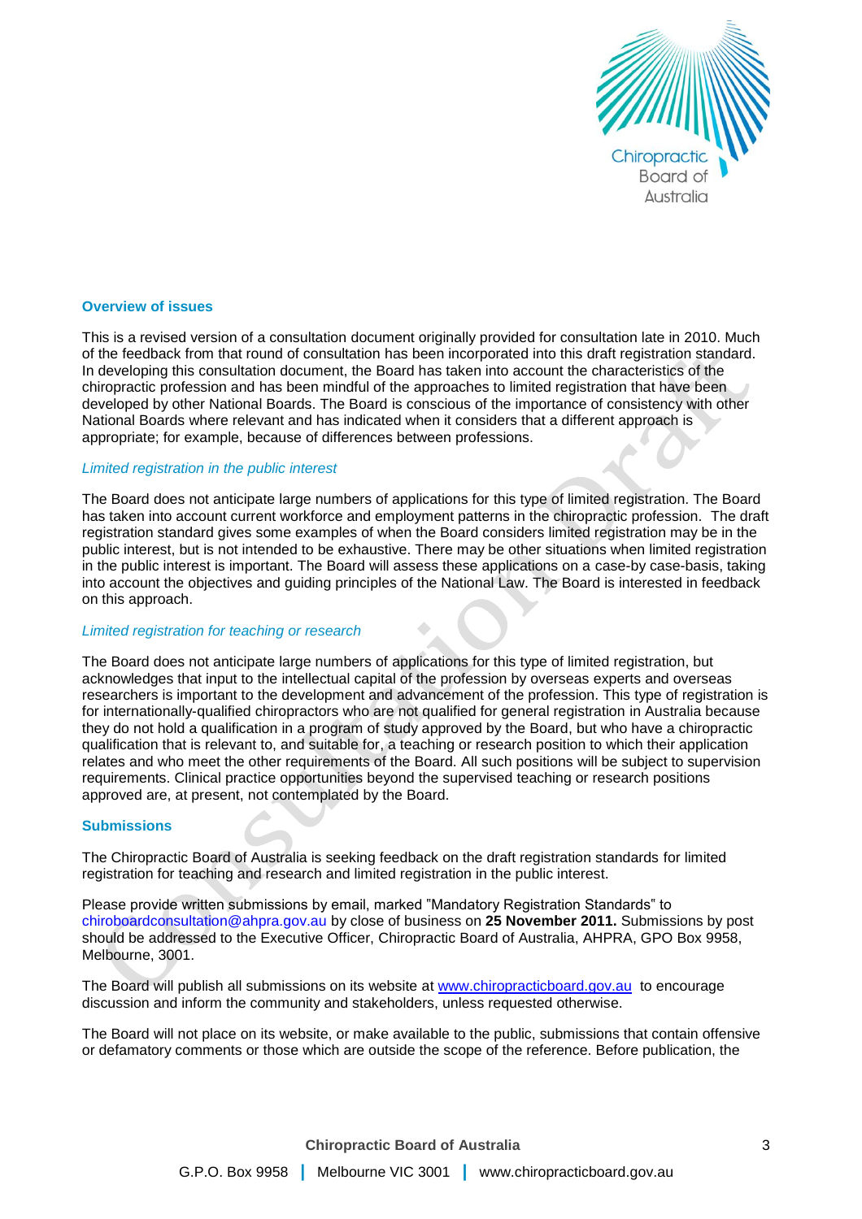## Overview of issues

This is a revised version of a consultation document originally provided for consultation late in 2010. Much of the feedback from that round of consultation has been incorporated into this draft registration standard. In developing this consultation document, the Board has taken into account the characteristics of the chiropractic profession and has been mindful of the approaches to limited registration that have been developed by other National Boards. The Board is conscious of the importance of consistency with other National Boards where relevant and has indicated when it considers that a different approach is appropriate; for example, because of differences between professions.

### *Limited registration in the public interest*

The Board does not anticipate large numbers of applications for this type of limited registration. The Board has taken into account current workforce and employment patterns in the chiropractic profession. The draft registration standard gives some examples of when the Board considers limited registration may be in the public interest, but is not intended to be exhaustive. There may be other situations when limited registration in the public interest is important. The Board will assess these applications on a case-by case-basis, taking into account the objectives and guiding principles of the National Law. The Board is interested in feedback on this approach.

### *Limited registration for teaching or research*

The Board does not anticipate large numbers of applications for this type of limited registration, but acknowledges that input to the intellectual capital of the profession by overseas experts and overseas researchers is important to the development and advancement of the profession. This type of registration is for internationally-qualified chiropractors who are not qualified for general registration in Australia because they do not hold a qualification in a program of study approved by the Board, but who have a chiropractic qualification that is relevant to, and suitable for, a teaching or research position to which their application relates and who meet the other requirements of the Board. All such positions will be subject to supervision requirements. Clinical practice opportunities beyond the supervised teaching or research positions approved are, at present, not contemplated by the Board.

## Submissions

The Chiropractic Board of Australia is seeking feedback on the draft registration standards for limited registration for teaching and research and limited registration in the public interest.

Please provide written submissions by email, marked "Mandatory Registration Standards" to chiroboardconsultation@ahpra.gov.au by close of business on **25 November 2011.** Submissions by post should be addressed to the Executive Officer, Chiropractic Board of Australia, AHPRA, GPO Box 9958, Melbourne, 3001.

The Board will publish all submissions on its website at www.chiropracticboard.gov.au to encourage discussion and inform the community and stakeholders, unless requested otherwise.

The Board will not place on its website, or make available to the public, submissions that contain offensive or defamatory comments or those which are outside the scope of the reference. Before publication, the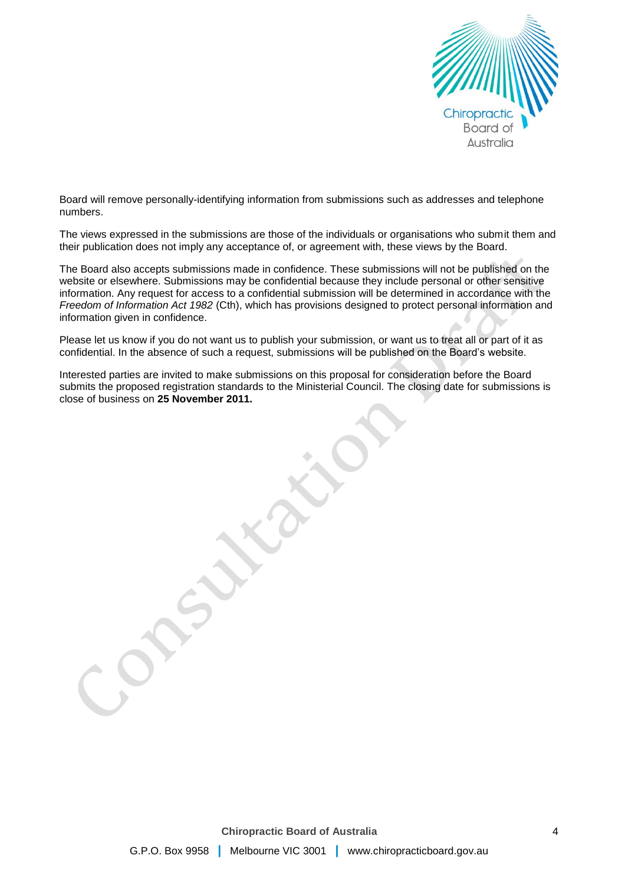Board will remove personally-identifying information from submissions such as addresses and telephone numbers.

The views expressed in the submissions are those of the individuals or organisations who submit them and their publication does not imply any acceptance of, or agreement with, these views by the Board.

The Board also accepts submissions made in confidence. These submissions will not be published on the website or elsewhere. Submissions may be confidential because they include personal or other sensitive information. Any request for access to a confidential submission will be determined in accordance with the *Freedom of Information Act 1982* (Cth), which has provisions designed to protect personal information and information given in confidence.

Please let us know if you do not want us to publish your submission, or want us to treat all or part of it as confidential. In the absence of such a request, submissions will be published on the Board's website.

Interested parties are invited to make submissions on this proposal for consideration before the Board submits the proposed registration standards to the Ministerial Council. The closing date for submissions is close of business on **25 November 2011.**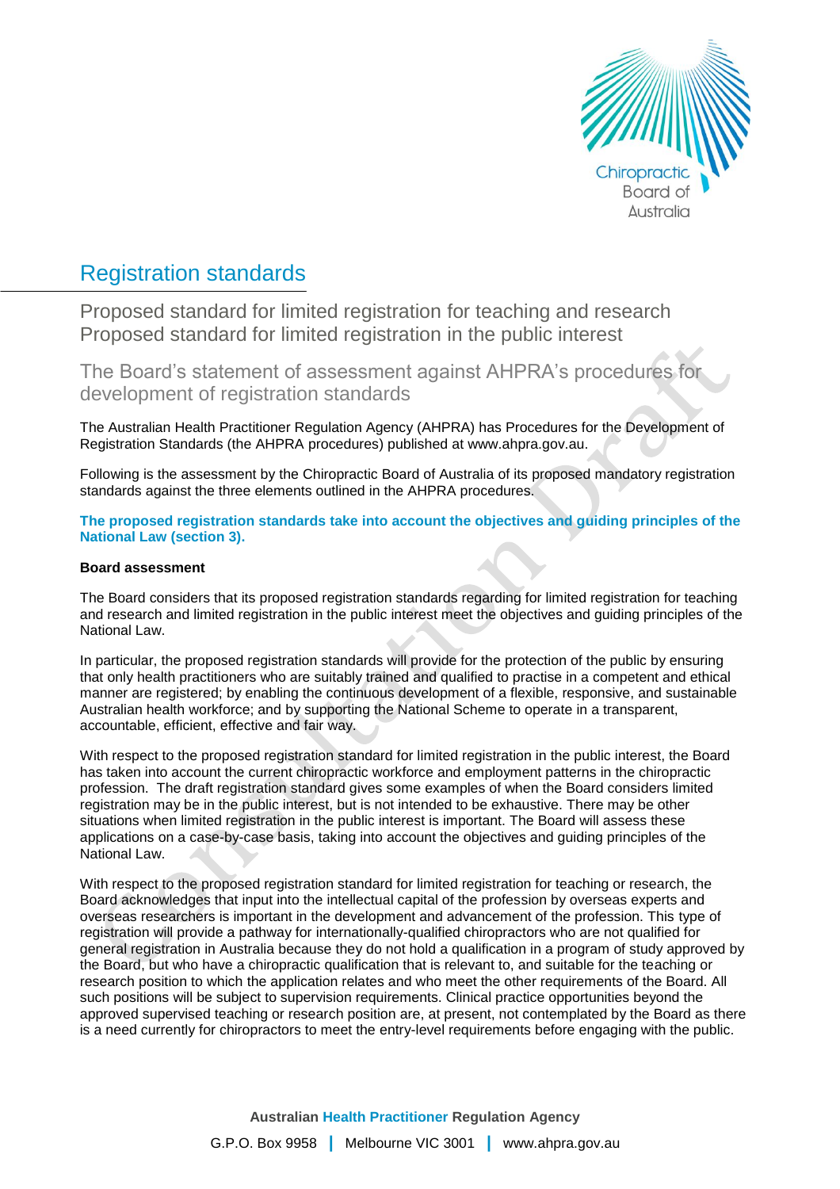## Registration standards

### Proposed standard for limited registration for teaching and research
### Proposed standard for limited registration in the public interest

### The Board's statement of assessment against AHPRA's procedures for development of registration standards

The Australian Health Practitioner Regulation Agency (AHPRA) has Procedures for the Development of Registration Standards (the AHPRA procedures) published at www.ahpra.gov.au.

Following is the assessment by the Chiropractic Board of Australia of its proposed mandatory registration standards against the three elements outlined in the AHPRA procedures.

**The proposed registration standards take into account the objectives and guiding principles of the National Law (section 3).**

**Board assessment**

The Board considers that its proposed registration standards regarding for limited registration for teaching and research and limited registration in the public interest meet the objectives and guiding principles of the National Law.

In particular, the proposed registration standards will provide for the protection of the public by ensuring that only health practitioners who are suitably trained and qualified to practise in a competent and ethical manner are registered; by enabling the continuous development of a flexible, responsive, and sustainable Australian health workforce; and by supporting the National Scheme to operate in a transparent, accountable, efficient, effective and fair way.

With respect to the proposed registration standard for limited registration in the public interest, the Board has taken into account the current chiropractic workforce and employment patterns in the chiropractic profession. The draft registration standard gives some examples of when the Board considers limited registration may be in the public interest, but is not intended to be exhaustive. There may be other situations when limited registration in the public interest is important. The Board will assess these applications on a case-by-case basis, taking into account the objectives and guiding principles of the National Law.

With respect to the proposed registration standard for limited registration for teaching or research, the Board acknowledges that input into the intellectual capital of the profession by overseas experts and overseas researchers is important in the development and advancement of the profession. This type of registration will provide a pathway for internationally-qualified chiropractors who are not qualified for general registration in Australia because they do not hold a qualification in a program of study approved by the Board, but who have a chiropractic qualification that is relevant to, and suitable for the teaching or research position to which the application relates and who meet the other requirements of the Board. All such positions will be subject to supervision requirements. Clinical practice opportunities beyond the approved supervised teaching or research position are, at present, not contemplated by the Board as there is a need currently for chiropractors to meet the entry-level requirements before engaging with the public.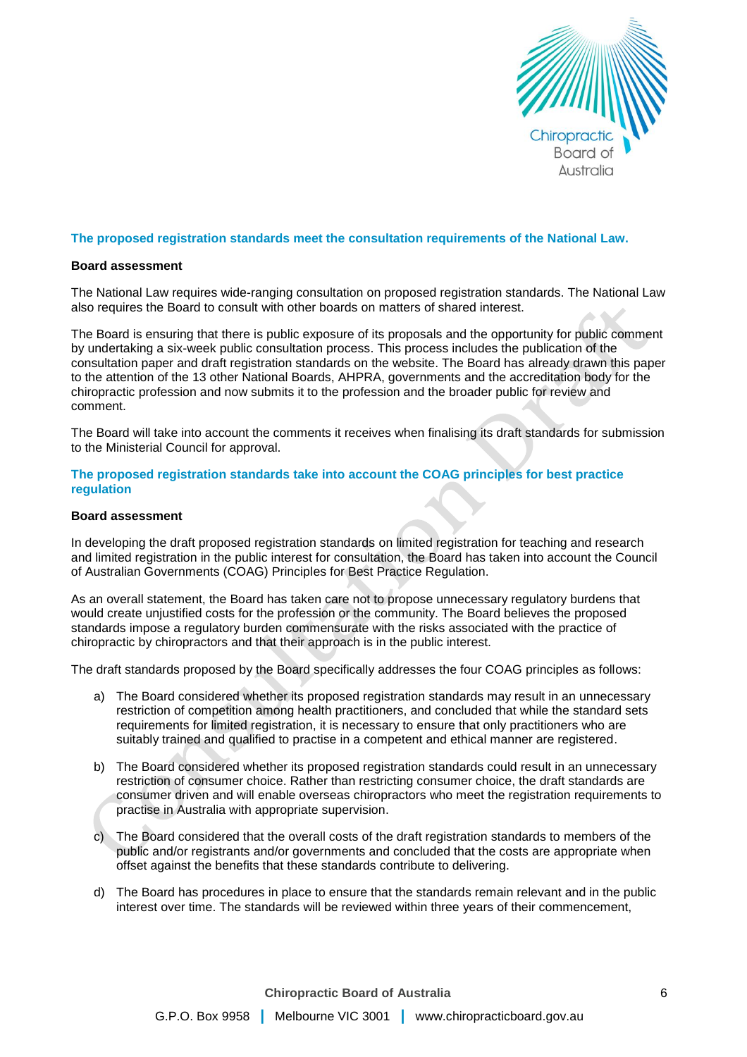### The proposed registration standards meet the consultation requirements of the National Law.

**Board assessment**

The National Law requires wide-ranging consultation on proposed registration standards. The National Law also requires the Board to consult with other boards on matters of shared interest.

The Board is ensuring that there is public exposure of its proposals and the opportunity for public comment by undertaking a six-week public consultation process. This process includes the publication of the consultation paper and draft registration standards on the website. The Board has already drawn this paper to the attention of the 13 other National Boards, AHPRA, governments and the accreditation body for the chiropractic profession and now submits it to the profession and the broader public for review and comment.

The Board will take into account the comments it receives when finalising its draft standards for submission to the Ministerial Council for approval.

### The proposed registration standards take into account the COAG principles for best practice regulation

**Board assessment**

In developing the draft proposed registration standards on limited registration for teaching and research and limited registration in the public interest for consultation, the Board has taken into account the Council of Australian Governments (COAG) Principles for Best Practice Regulation.

As an overall statement, the Board has taken care not to propose unnecessary regulatory burdens that would create unjustified costs for the profession or the community. The Board believes the proposed standards impose a regulatory burden commensurate with the risks associated with the practice of chiropractic by chiropractors and that their approach is in the public interest.

The draft standards proposed by the Board specifically addresses the four COAG principles as follows:

a) The Board considered whether its proposed registration standards may result in an unnecessary restriction of competition among health practitioners, and concluded that while the standard sets requirements for limited registration, it is necessary to ensure that only practitioners who are suitably trained and qualified to practise in a competent and ethical manner are registered.

b) The Board considered whether its proposed registration standards could result in an unnecessary restriction of consumer choice. Rather than restricting consumer choice, the draft standards are consumer driven and will enable overseas chiropractors who meet the registration requirements to practise in Australia with appropriate supervision.

c) The Board considered that the overall costs of the draft registration standards to members of the public and/or registrants and/or governments and concluded that the costs are appropriate when offset against the benefits that these standards contribute to delivering.

d) The Board has procedures in place to ensure that the standards remain relevant and in the public interest over time. The standards will be reviewed within three years of their commencement,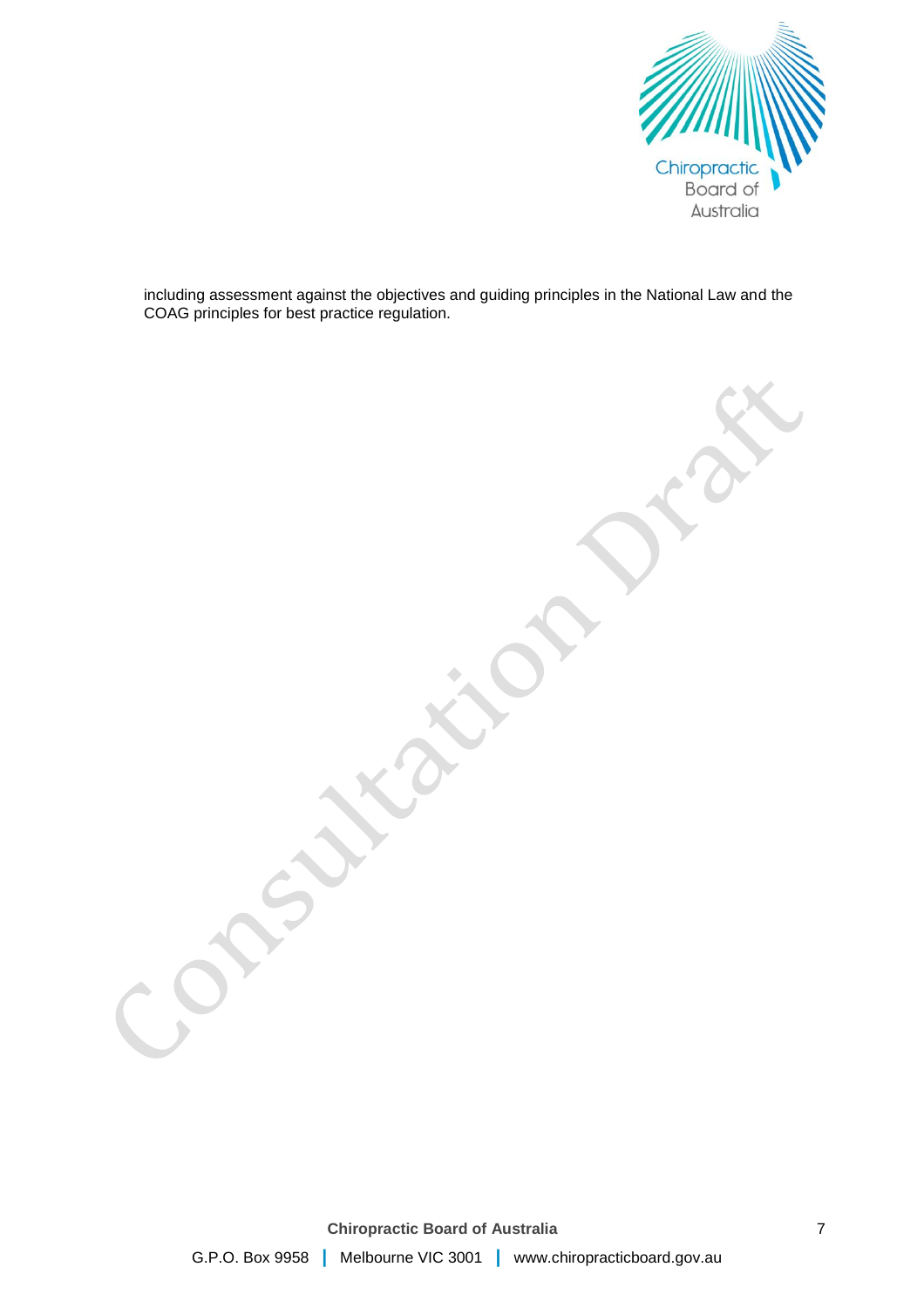including assessment against the objectives and guiding principles in the National Law and the COAG principles for best practice regulation.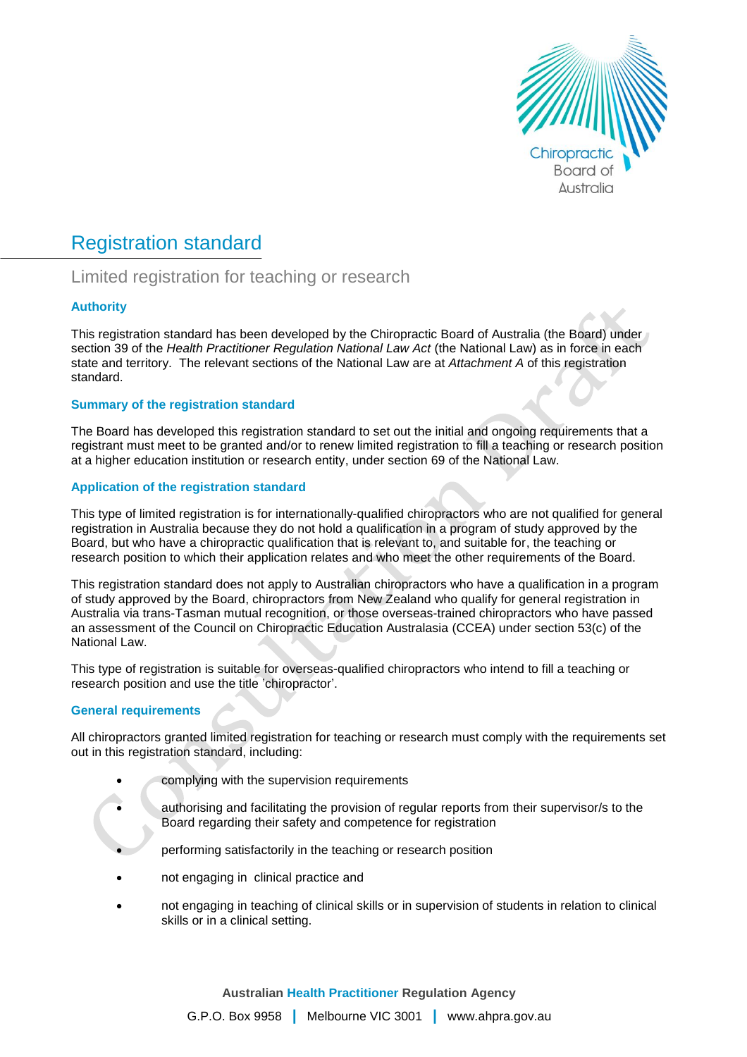# Registration standard

## Limited registration for teaching or research

### Authority

This registration standard has been developed by the Chiropractic Board of Australia (the Board) under section 39 of the *Health Practitioner Regulation National Law Act* (the National Law) as in force in each state and territory. The relevant sections of the National Law are at *Attachment A* of this registration standard.

### Summary of the registration standard

The Board has developed this registration standard to set out the initial and ongoing requirements that a registrant must meet to be granted and/or to renew limited registration to fill a teaching or research position at a higher education institution or research entity, under section 69 of the National Law.

### Application of the registration standard

This type of limited registration is for internationally-qualified chiropractors who are not qualified for general registration in Australia because they do not hold a qualification in a program of study approved by the Board, but who have a chiropractic qualification that is relevant to, and suitable for, the teaching or research position to which their application relates and who meet the other requirements of the Board.

This registration standard does not apply to Australian chiropractors who have a qualification in a program of study approved by the Board, chiropractors from New Zealand who qualify for general registration in Australia via trans-Tasman mutual recognition, or those overseas-trained chiropractors who have passed an assessment of the Council on Chiropractic Education Australasia (CCEA) under section 53(c) of the National Law.

This type of registration is suitable for overseas-qualified chiropractors who intend to fill a teaching or research position and use the title 'chiropractor'.

### General requirements

All chiropractors granted limited registration for teaching or research must comply with the requirements set out in this registration standard, including:

- complying with the supervision requirements
- authorising and facilitating the provision of regular reports from their supervisor/s to the Board regarding their safety and competence for registration
- performing satisfactorily in the teaching or research position
- not engaging in clinical practice and
- not engaging in teaching of clinical skills or in supervision of students in relation to clinical skills or in a clinical setting.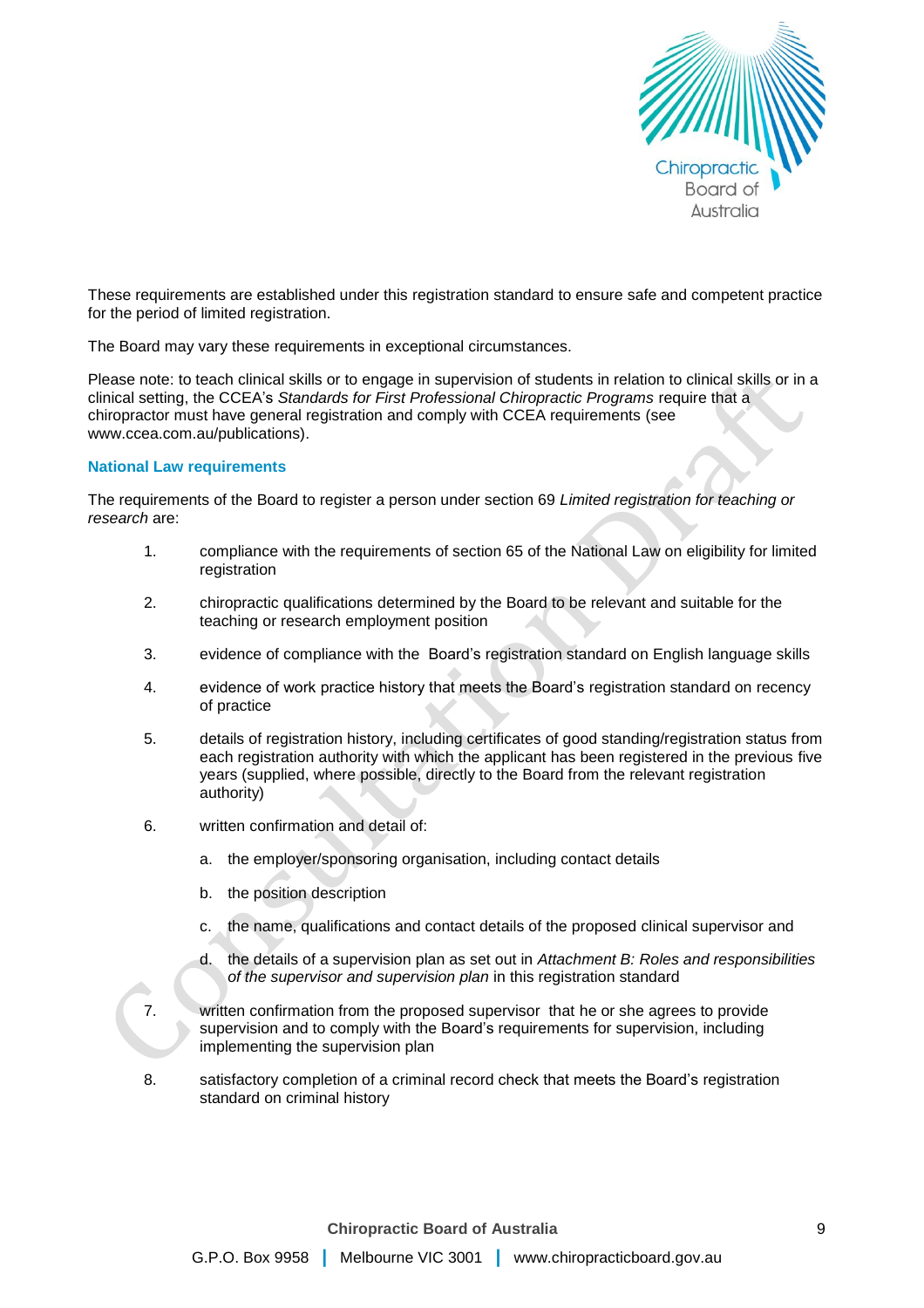These requirements are established under this registration standard to ensure safe and competent practice for the period of limited registration.

The Board may vary these requirements in exceptional circumstances.

Please note: to teach clinical skills or to engage in supervision of students in relation to clinical skills or in a clinical setting, the CCEA's *Standards for First Professional Chiropractic Programs* require that a chiropractor must have general registration and comply with CCEA requirements (see www.ccea.com.au/publications).

### National Law requirements

The requirements of the Board to register a person under section 69 *Limited registration for teaching or research* are:

1. compliance with the requirements of section 65 of the National Law on eligibility for limited registration
2. chiropractic qualifications determined by the Board to be relevant and suitable for the teaching or research employment position
3. evidence of compliance with the Board's registration standard on English language skills
4. evidence of work practice history that meets the Board's registration standard on recency of practice
5. details of registration history, including certificates of good standing/registration status from each registration authority with which the applicant has been registered in the previous five years (supplied, where possible, directly to the Board from the relevant registration authority)
6. written confirmation and detail of:
   a. the employer/sponsoring organisation, including contact details
   b. the position description
   c. the name, qualifications and contact details of the proposed clinical supervisor and
   d. the details of a supervision plan as set out in *Attachment B: Roles and responsibilities of the supervisor and supervision plan* in this registration standard
7. written confirmation from the proposed supervisor that he or she agrees to provide supervision and to comply with the Board's requirements for supervision, including implementing the supervision plan
8. satisfactory completion of a criminal record check that meets the Board's registration standard on criminal history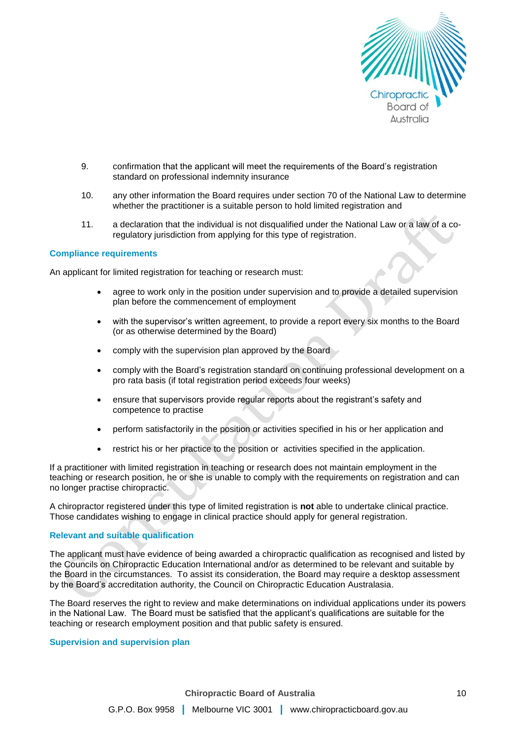9. confirmation that the applicant will meet the requirements of the Board's registration standard on professional indemnity insurance

10. any other information the Board requires under section 70 of the National Law to determine whether the practitioner is a suitable person to hold limited registration and

11. a declaration that the individual is not disqualified under the National Law or a law of a co-regulatory jurisdiction from applying for this type of registration.

### Compliance requirements

An applicant for limited registration for teaching or research must:

- agree to work only in the position under supervision and to provide a detailed supervision plan before the commencement of employment
- with the supervisor's written agreement, to provide a report every six months to the Board (or as otherwise determined by the Board)
- comply with the supervision plan approved by the Board
- comply with the Board's registration standard on continuing professional development on a pro rata basis (if total registration period exceeds four weeks)
- ensure that supervisors provide regular reports about the registrant's safety and competence to practise
- perform satisfactorily in the position or activities specified in his or her application and
- restrict his or her practice to the position or activities specified in the application.

If a practitioner with limited registration in teaching or research does not maintain employment in the teaching or research position, he or she is unable to comply with the requirements on registration and can no longer practise chiropractic.

A chiropractor registered under this type of limited registration is **not** able to undertake clinical practice. Those candidates wishing to engage in clinical practice should apply for general registration.

### Relevant and suitable qualification

The applicant must have evidence of being awarded a chiropractic qualification as recognised and listed by the Councils on Chiropractic Education International and/or as determined to be relevant and suitable by the Board in the circumstances. To assist its consideration, the Board may require a desktop assessment by the Board's accreditation authority, the Council on Chiropractic Education Australasia.

The Board reserves the right to review and make determinations on individual applications under its powers in the National Law. The Board must be satisfied that the applicant's qualifications are suitable for the teaching or research employment position and that public safety is ensured.

### Supervision and supervision plan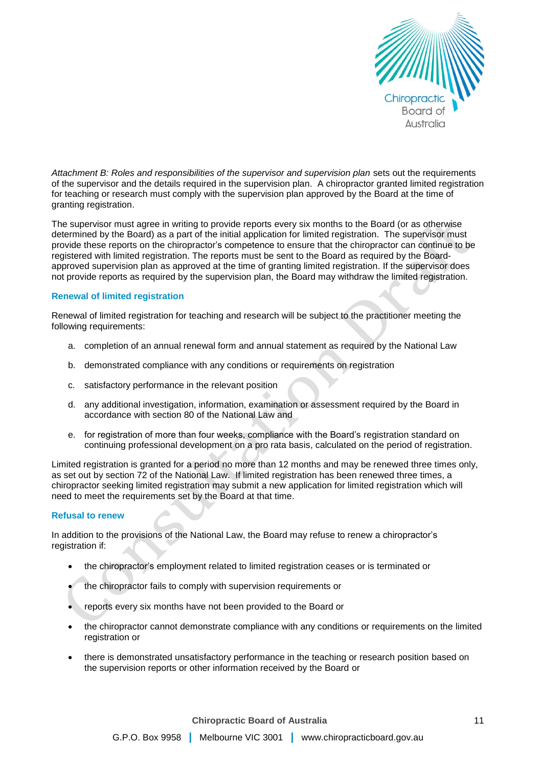*Attachment B: Roles and responsibilities of the supervisor and supervision plan* sets out the requirements of the supervisor and the details required in the supervision plan. A chiropractor granted limited registration for teaching or research must comply with the supervision plan approved by the Board at the time of granting registration.

The supervisor must agree in writing to provide reports every six months to the Board (or as otherwise determined by the Board) as a part of the initial application for limited registration. The supervisor must provide these reports on the chiropractor's competence to ensure that the chiropractor can continue to be registered with limited registration. The reports must be sent to the Board as required by the Board-approved supervision plan as approved at the time of granting limited registration. If the supervisor does not provide reports as required by the supervision plan, the Board may withdraw the limited registration.

### Renewal of limited registration

Renewal of limited registration for teaching and research will be subject to the practitioner meeting the following requirements:

a. completion of an annual renewal form and annual statement as required by the National Law

b. demonstrated compliance with any conditions or requirements on registration

c. satisfactory performance in the relevant position

d. any additional investigation, information, examination or assessment required by the Board in accordance with section 80 of the National Law and

e. for registration of more than four weeks, compliance with the Board's registration standard on continuing professional development on a pro rata basis, calculated on the period of registration.

Limited registration is granted for a period no more than 12 months and may be renewed three times only, as set out by section 72 of the National Law. If limited registration has been renewed three times, a chiropractor seeking limited registration may submit a new application for limited registration which will need to meet the requirements set by the Board at that time.

### Refusal to renew

In addition to the provisions of the National Law, the Board may refuse to renew a chiropractor's registration if:

- the chiropractor's employment related to limited registration ceases or is terminated or
- the chiropractor fails to comply with supervision requirements or
- reports every six months have not been provided to the Board or
- the chiropractor cannot demonstrate compliance with any conditions or requirements on the limited registration or
- there is demonstrated unsatisfactory performance in the teaching or research position based on the supervision reports or other information received by the Board or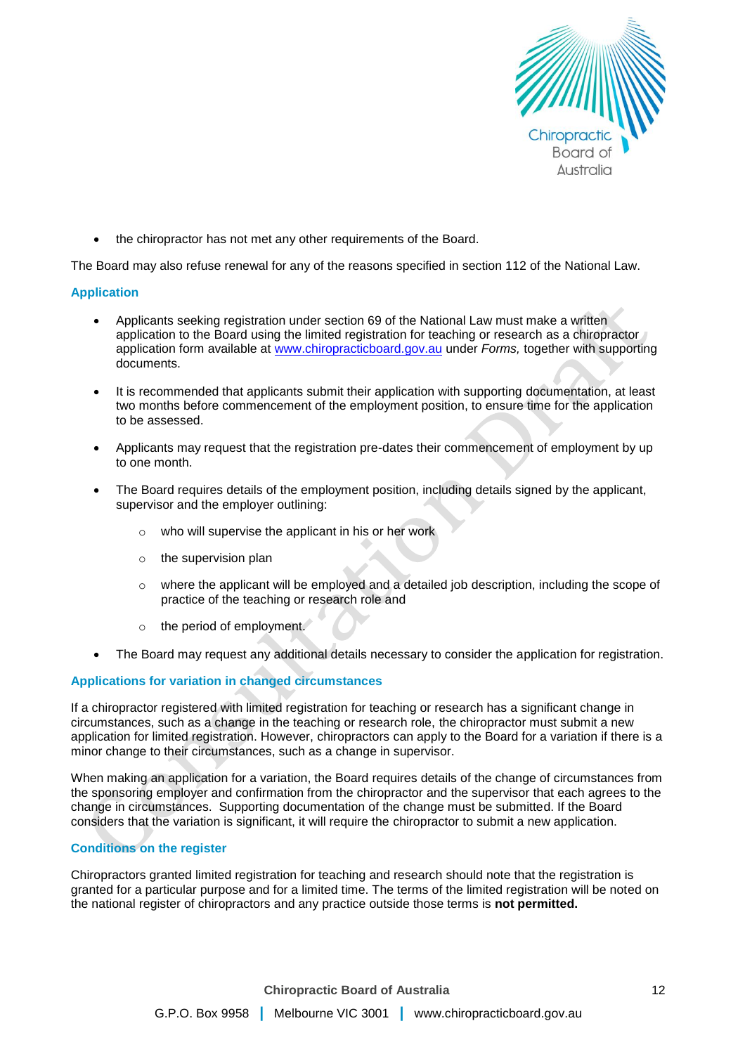- the chiropractor has not met any other requirements of the Board.

The Board may also refuse renewal for any of the reasons specified in section 112 of the National Law.

### Application

- Applicants seeking registration under section 69 of the National Law must make a written application to the Board using the limited registration for teaching or research as a chiropractor application form available at [www.chiropracticboard.gov.au](http://www.chiropracticboard.gov.au) under *Forms,* together with supporting documents.
- It is recommended that applicants submit their application with supporting documentation, at least two months before commencement of the employment position, to ensure time for the application to be assessed.
- Applicants may request that the registration pre-dates their commencement of employment by up to one month.
- The Board requires details of the employment position, including details signed by the applicant, supervisor and the employer outlining:
  - who will supervise the applicant in his or her work
  - the supervision plan
  - where the applicant will be employed and a detailed job description, including the scope of practice of the teaching or research role and
  - the period of employment.
- The Board may request any additional details necessary to consider the application for registration.

### Applications for variation in changed circumstances

If a chiropractor registered with limited registration for teaching or research has a significant change in circumstances, such as a change in the teaching or research role, the chiropractor must submit a new application for limited registration. However, chiropractors can apply to the Board for a variation if there is a minor change to their circumstances, such as a change in supervisor.

When making an application for a variation, the Board requires details of the change of circumstances from the sponsoring employer and confirmation from the chiropractor and the supervisor that each agrees to the change in circumstances. Supporting documentation of the change must be submitted. If the Board considers that the variation is significant, it will require the chiropractor to submit a new application.

### Conditions on the register

Chiropractors granted limited registration for teaching and research should note that the registration is granted for a particular purpose and for a limited time. The terms of the limited registration will be noted on the national register of chiropractors and any practice outside those terms is **not permitted.**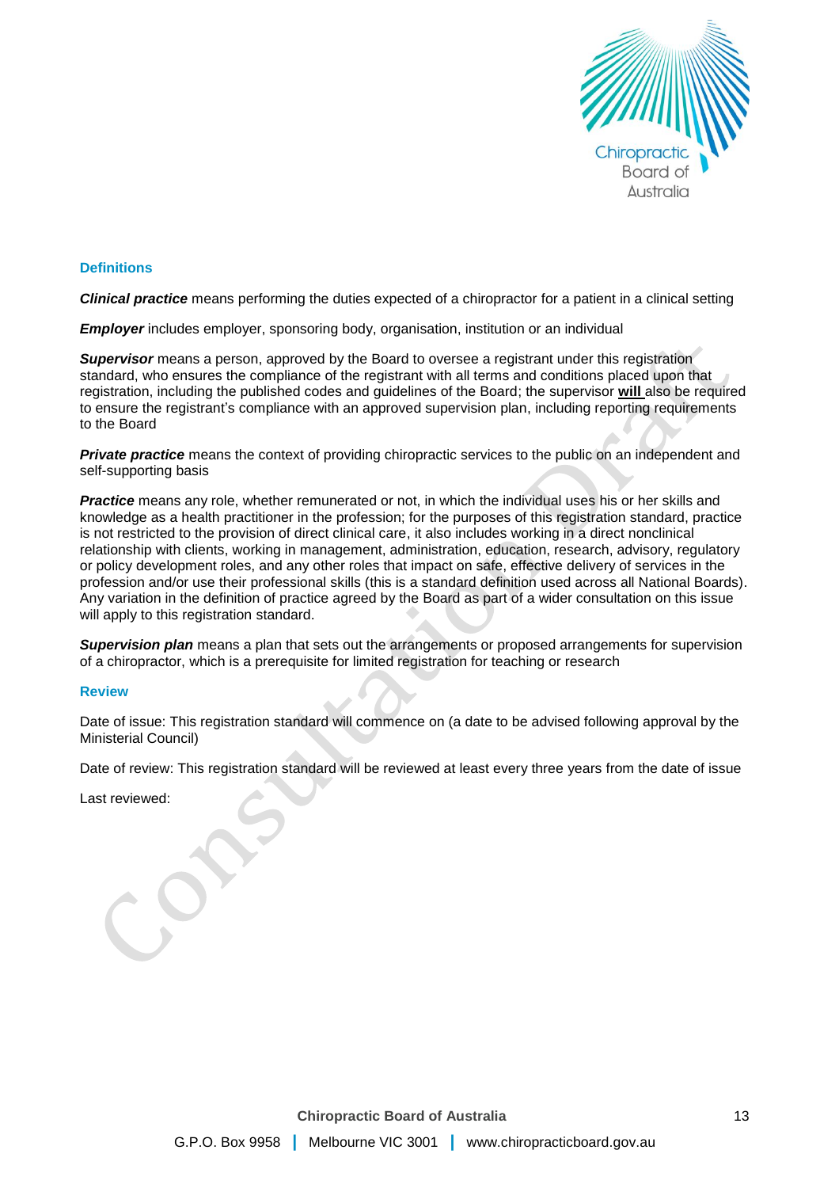## Definitions

***Clinical practice*** means performing the duties expected of a chiropractor for a patient in a clinical setting

***Employer*** includes employer, sponsoring body, organisation, institution or an individual

***Supervisor*** means a person, approved by the Board to oversee a registrant under this registration standard, who ensures the compliance of the registrant with all terms and conditions placed upon that registration, including the published codes and guidelines of the Board; the supervisor **will** also be required to ensure the registrant's compliance with an approved supervision plan, including reporting requirements to the Board

***Private practice*** means the context of providing chiropractic services to the public on an independent and self-supporting basis

***Practice*** means any role, whether remunerated or not, in which the individual uses his or her skills and knowledge as a health practitioner in the profession; for the purposes of this registration standard, practice is not restricted to the provision of direct clinical care, it also includes working in a direct nonclinical relationship with clients, working in management, administration, education, research, advisory, regulatory or policy development roles, and any other roles that impact on safe, effective delivery of services in the profession and/or use their professional skills (this is a standard definition used across all National Boards). Any variation in the definition of practice agreed by the Board as part of a wider consultation on this issue will apply to this registration standard.

***Supervision plan*** means a plan that sets out the arrangements or proposed arrangements for supervision of a chiropractor, which is a prerequisite for limited registration for teaching or research

## Review

Date of issue: This registration standard will commence on (a date to be advised following approval by the Ministerial Council)

Date of review: This registration standard will be reviewed at least every three years from the date of issue

Last reviewed: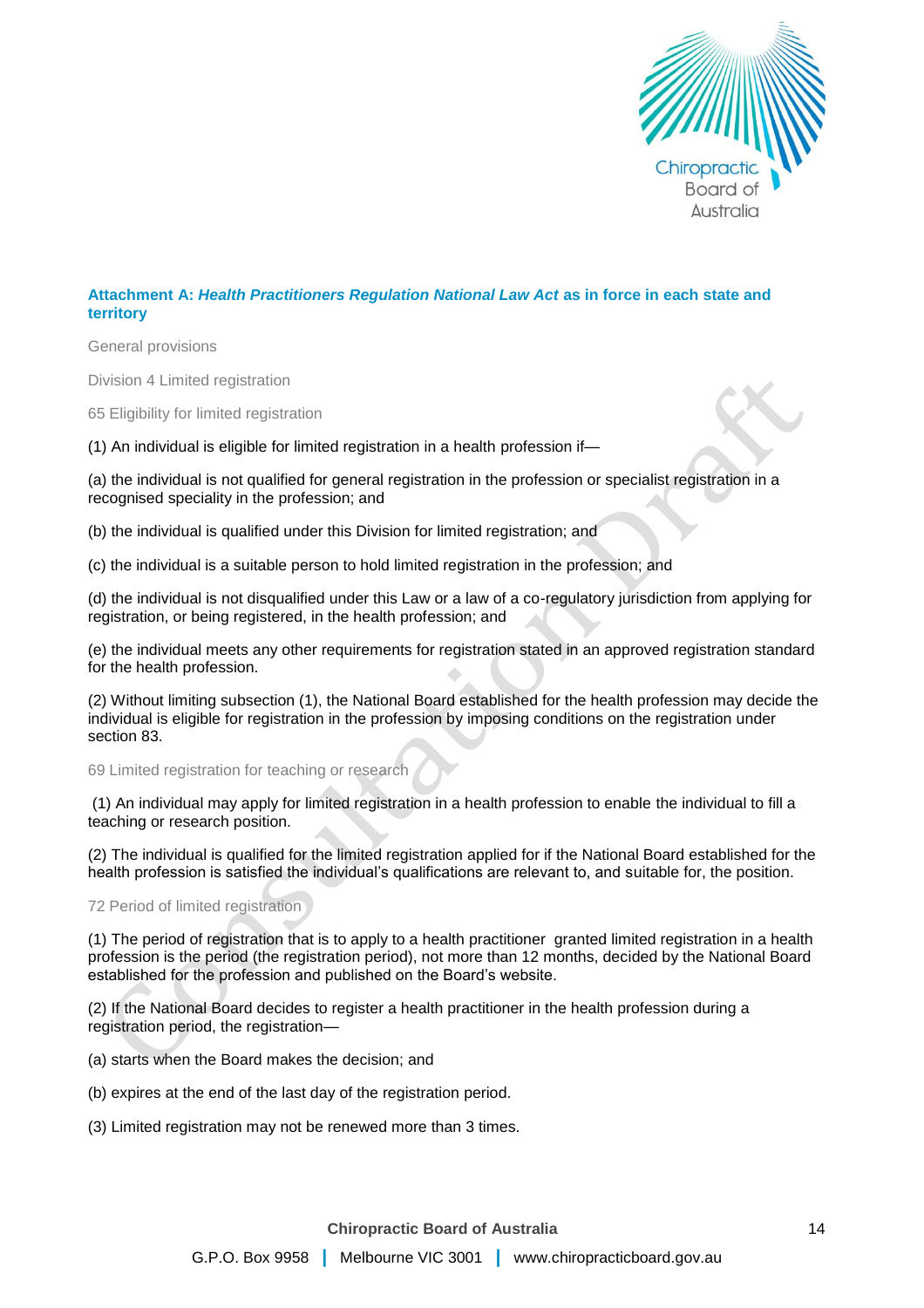## Attachment A: *Health Practitioners Regulation National Law Act* as in force in each state and territory

General provisions

Division 4 Limited registration

65 Eligibility for limited registration

(1) An individual is eligible for limited registration in a health profession if—

(a) the individual is not qualified for general registration in the profession or specialist registration in a recognised speciality in the profession; and

(b) the individual is qualified under this Division for limited registration; and

(c) the individual is a suitable person to hold limited registration in the profession; and

(d) the individual is not disqualified under this Law or a law of a co-regulatory jurisdiction from applying for registration, or being registered, in the health profession; and

(e) the individual meets any other requirements for registration stated in an approved registration standard for the health profession.

(2) Without limiting subsection (1), the National Board established for the health profession may decide the individual is eligible for registration in the profession by imposing conditions on the registration under section 83.

69 Limited registration for teaching or research

(1) An individual may apply for limited registration in a health profession to enable the individual to fill a teaching or research position.

(2) The individual is qualified for the limited registration applied for if the National Board established for the health profession is satisfied the individual's qualifications are relevant to, and suitable for, the position.

72 Period of limited registration

(1) The period of registration that is to apply to a health practitioner granted limited registration in a health profession is the period (the registration period), not more than 12 months, decided by the National Board established for the profession and published on the Board's website.

(2) If the National Board decides to register a health practitioner in the health profession during a registration period, the registration—

(a) starts when the Board makes the decision; and

(b) expires at the end of the last day of the registration period.

(3) Limited registration may not be renewed more than 3 times.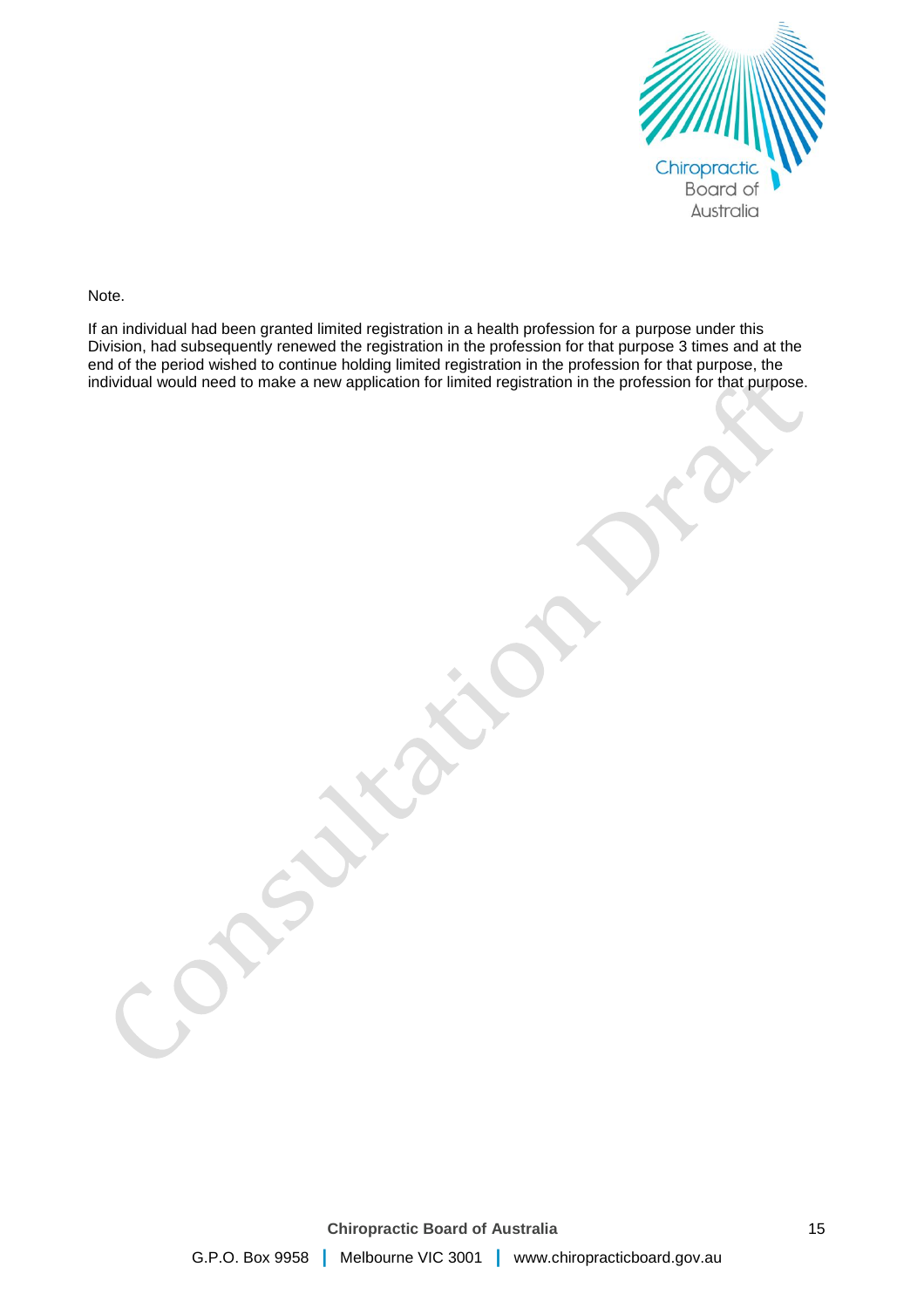Note.

If an individual had been granted limited registration in a health profession for a purpose under this Division, had subsequently renewed the registration in the profession for that purpose 3 times and at the end of the period wished to continue holding limited registration in the profession for that purpose, the individual would need to make a new application for limited registration in the profession for that purpose.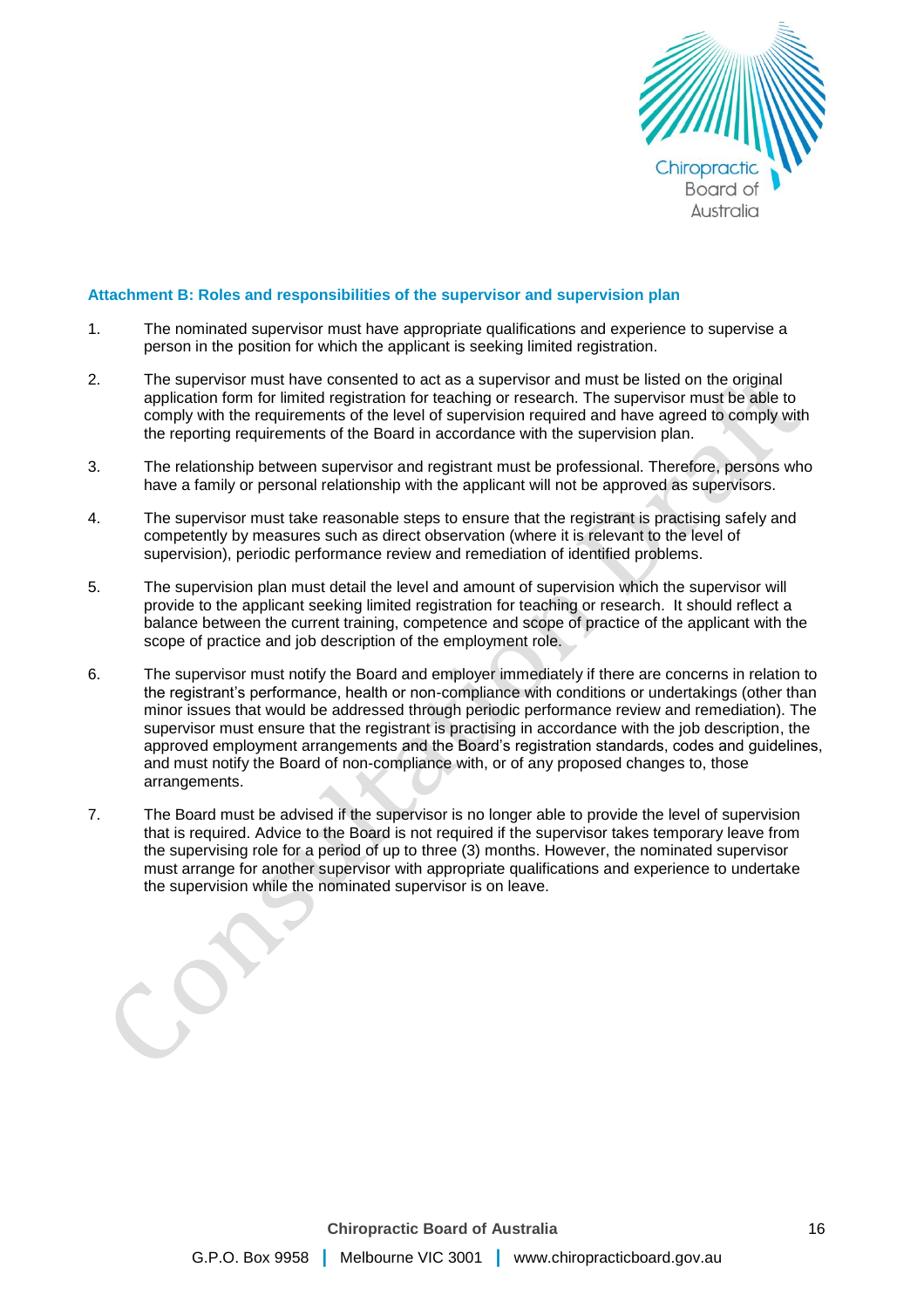## Attachment B: Roles and responsibilities of the supervisor and supervision plan

1. The nominated supervisor must have appropriate qualifications and experience to supervise a person in the position for which the applicant is seeking limited registration.

2. The supervisor must have consented to act as a supervisor and must be listed on the original application form for limited registration for teaching or research. The supervisor must be able to comply with the requirements of the level of supervision required and have agreed to comply with the reporting requirements of the Board in accordance with the supervision plan.

3. The relationship between supervisor and registrant must be professional. Therefore, persons who have a family or personal relationship with the applicant will not be approved as supervisors.

4. The supervisor must take reasonable steps to ensure that the registrant is practising safely and competently by measures such as direct observation (where it is relevant to the level of supervision), periodic performance review and remediation of identified problems.

5. The supervision plan must detail the level and amount of supervision which the supervisor will provide to the applicant seeking limited registration for teaching or research. It should reflect a balance between the current training, competence and scope of practice of the applicant with the scope of practice and job description of the employment role.

6. The supervisor must notify the Board and employer immediately if there are concerns in relation to the registrant's performance, health or non-compliance with conditions or undertakings (other than minor issues that would be addressed through periodic performance review and remediation). The supervisor must ensure that the registrant is practising in accordance with the job description, the approved employment arrangements and the Board's registration standards, codes and guidelines, and must notify the Board of non-compliance with, or of any proposed changes to, those arrangements.

7. The Board must be advised if the supervisor is no longer able to provide the level of supervision that is required. Advice to the Board is not required if the supervisor takes temporary leave from the supervising role for a period of up to three (3) months. However, the nominated supervisor must arrange for another supervisor with appropriate qualifications and experience to undertake the supervision while the nominated supervisor is on leave.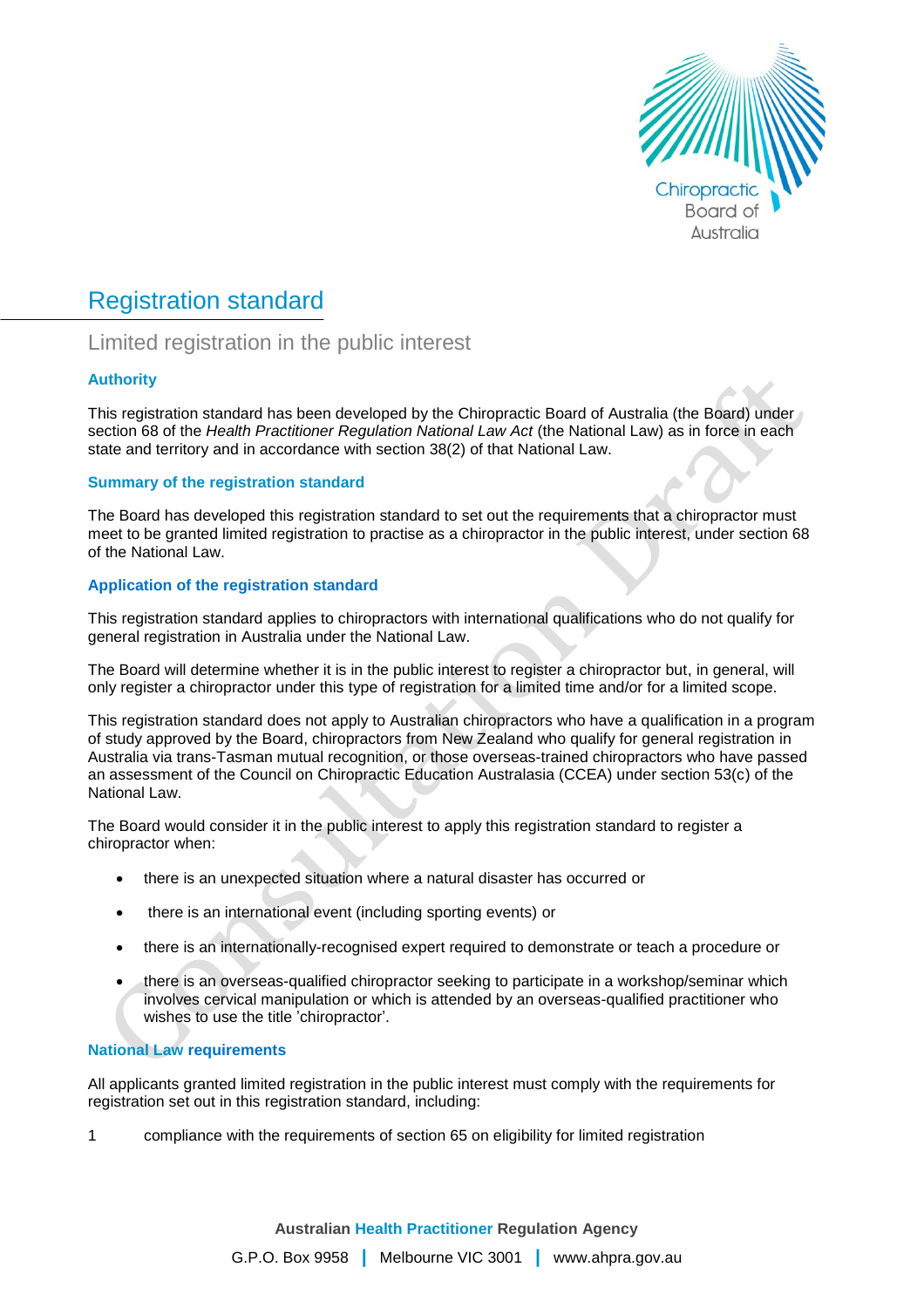# Registration standard

## Limited registration in the public interest

### Authority

This registration standard has been developed by the Chiropractic Board of Australia (the Board) under section 68 of the *Health Practitioner Regulation National Law Act* (the National Law) as in force in each state and territory and in accordance with section 38(2) of that National Law.

### Summary of the registration standard

The Board has developed this registration standard to set out the requirements that a chiropractor must meet to be granted limited registration to practise as a chiropractor in the public interest, under section 68 of the National Law.

### Application of the registration standard

This registration standard applies to chiropractors with international qualifications who do not qualify for general registration in Australia under the National Law.

The Board will determine whether it is in the public interest to register a chiropractor but, in general, will only register a chiropractor under this type of registration for a limited time and/or for a limited scope.

This registration standard does not apply to Australian chiropractors who have a qualification in a program of study approved by the Board, chiropractors from New Zealand who qualify for general registration in Australia via trans-Tasman mutual recognition, or those overseas-trained chiropractors who have passed an assessment of the Council on Chiropractic Education Australasia (CCEA) under section 53(c) of the National Law.

The Board would consider it in the public interest to apply this registration standard to register a chiropractor when:

- there is an unexpected situation where a natural disaster has occurred or
- there is an international event (including sporting events) or
- there is an internationally-recognised expert required to demonstrate or teach a procedure or
- there is an overseas-qualified chiropractor seeking to participate in a workshop/seminar which involves cervical manipulation or which is attended by an overseas-qualified practitioner who wishes to use the title 'chiropractor'.

### National Law requirements

All applicants granted limited registration in the public interest must comply with the requirements for registration set out in this registration standard, including:

1. compliance with the requirements of section 65 on eligibility for limited registration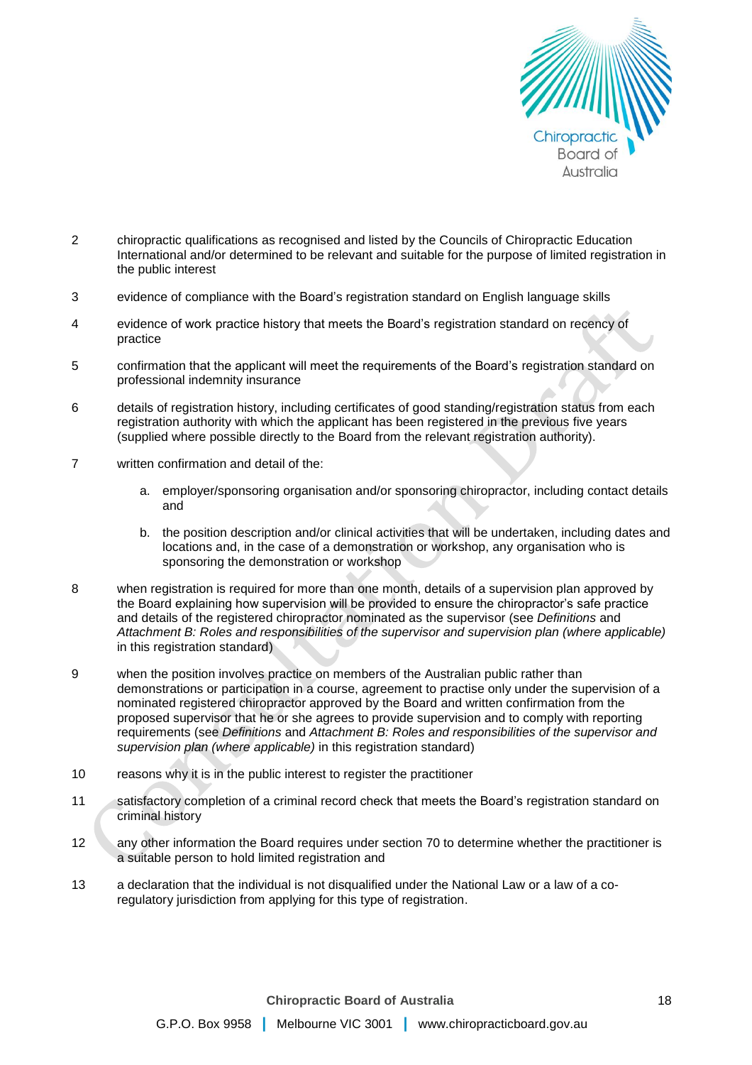2 chiropractic qualifications as recognised and listed by the Councils of Chiropractic Education International and/or determined to be relevant and suitable for the purpose of limited registration in the public interest

3 evidence of compliance with the Board's registration standard on English language skills

4 evidence of work practice history that meets the Board's registration standard on recency of practice

5 confirmation that the applicant will meet the requirements of the Board's registration standard on professional indemnity insurance

6 details of registration history, including certificates of good standing/registration status from each registration authority with which the applicant has been registered in the previous five years (supplied where possible directly to the Board from the relevant registration authority).

7 written confirmation and detail of the:

   a. employer/sponsoring organisation and/or sponsoring chiropractor, including contact details and

   b. the position description and/or clinical activities that will be undertaken, including dates and locations and, in the case of a demonstration or workshop, any organisation who is sponsoring the demonstration or workshop

8 when registration is required for more than one month, details of a supervision plan approved by the Board explaining how supervision will be provided to ensure the chiropractor's safe practice and details of the registered chiropractor nominated as the supervisor (see *Definitions* and *Attachment B: Roles and responsibilities of the supervisor and supervision plan (where applicable)* in this registration standard)

9 when the position involves practice on members of the Australian public rather than demonstrations or participation in a course, agreement to practise only under the supervision of a nominated registered chiropractor approved by the Board and written confirmation from the proposed supervisor that he or she agrees to provide supervision and to comply with reporting requirements (see *Definitions* and *Attachment B: Roles and responsibilities of the supervisor and supervision plan (where applicable)* in this registration standard)

10 reasons why it is in the public interest to register the practitioner

11 satisfactory completion of a criminal record check that meets the Board's registration standard on criminal history

12 any other information the Board requires under section 70 to determine whether the practitioner is a suitable person to hold limited registration and

13 a declaration that the individual is not disqualified under the National Law or a law of a co-regulatory jurisdiction from applying for this type of registration.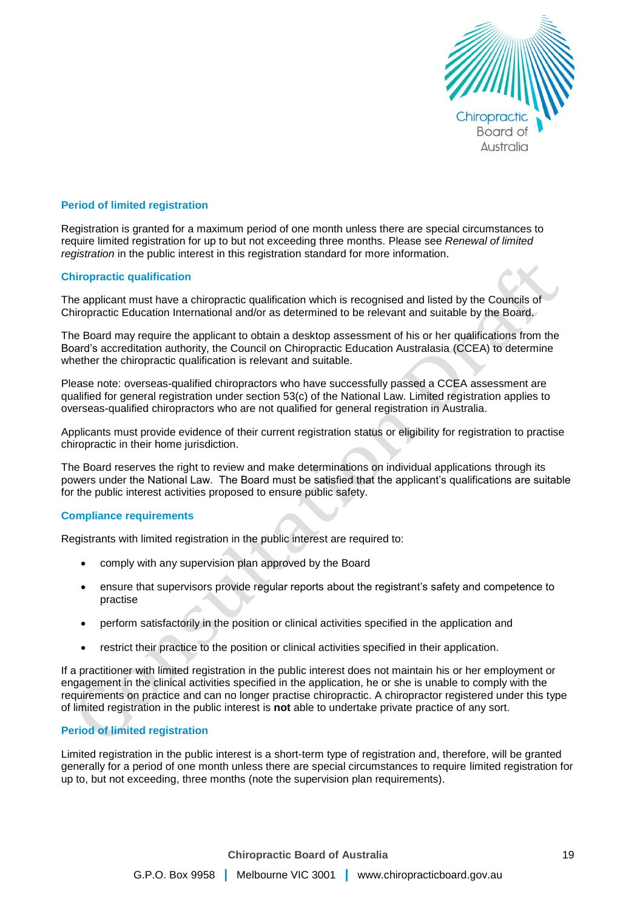### Period of limited registration

Registration is granted for a maximum period of one month unless there are special circumstances to require limited registration for up to but not exceeding three months. Please see *Renewal of limited registration* in the public interest in this registration standard for more information.

### Chiropractic qualification

The applicant must have a chiropractic qualification which is recognised and listed by the Councils of Chiropractic Education International and/or as determined to be relevant and suitable by the Board.

The Board may require the applicant to obtain a desktop assessment of his or her qualifications from the Board's accreditation authority, the Council on Chiropractic Education Australasia (CCEA) to determine whether the chiropractic qualification is relevant and suitable.

Please note: overseas-qualified chiropractors who have successfully passed a CCEA assessment are qualified for general registration under section 53(c) of the National Law. Limited registration applies to overseas-qualified chiropractors who are not qualified for general registration in Australia.

Applicants must provide evidence of their current registration status or eligibility for registration to practise chiropractic in their home jurisdiction.

The Board reserves the right to review and make determinations on individual applications through its powers under the National Law. The Board must be satisfied that the applicant's qualifications are suitable for the public interest activities proposed to ensure public safety.

### Compliance requirements

Registrants with limited registration in the public interest are required to:

- comply with any supervision plan approved by the Board
- ensure that supervisors provide regular reports about the registrant's safety and competence to practise
- perform satisfactorily in the position or clinical activities specified in the application and
- restrict their practice to the position or clinical activities specified in their application.

If a practitioner with limited registration in the public interest does not maintain his or her employment or engagement in the clinical activities specified in the application, he or she is unable to comply with the requirements on practice and can no longer practise chiropractic. A chiropractor registered under this type of limited registration in the public interest is **not** able to undertake private practice of any sort.

### Period of limited registration

Limited registration in the public interest is a short-term type of registration and, therefore, will be granted generally for a period of one month unless there are special circumstances to require limited registration for up to, but not exceeding, three months (note the supervision plan requirements).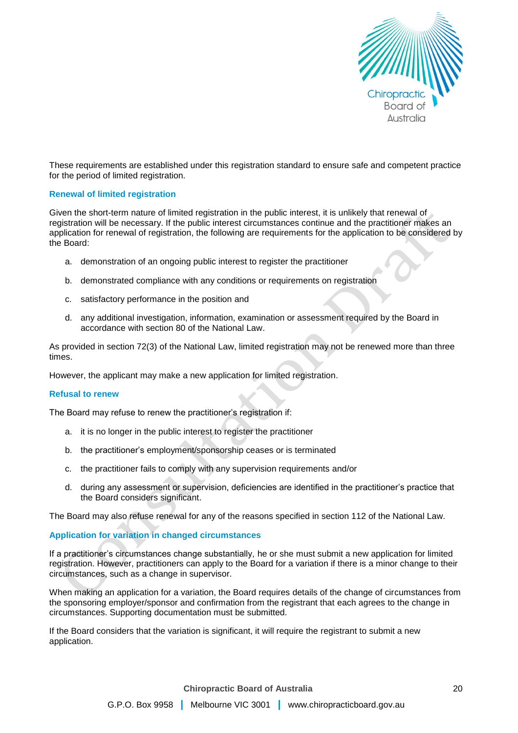These requirements are established under this registration standard to ensure safe and competent practice for the period of limited registration.

### Renewal of limited registration

Given the short-term nature of limited registration in the public interest, it is unlikely that renewal of registration will be necessary. If the public interest circumstances continue and the practitioner makes an application for renewal of registration, the following are requirements for the application to be considered by the Board:

a. demonstration of an ongoing public interest to register the practitioner

b. demonstrated compliance with any conditions or requirements on registration

c. satisfactory performance in the position and

d. any additional investigation, information, examination or assessment required by the Board in accordance with section 80 of the National Law.

As provided in section 72(3) of the National Law, limited registration may not be renewed more than three times.

However, the applicant may make a new application for limited registration.

### Refusal to renew

The Board may refuse to renew the practitioner's registration if:

a. it is no longer in the public interest to register the practitioner

b. the practitioner's employment/sponsorship ceases or is terminated

c. the practitioner fails to comply with any supervision requirements and/or

d. during any assessment or supervision, deficiencies are identified in the practitioner's practice that the Board considers significant.

The Board may also refuse renewal for any of the reasons specified in section 112 of the National Law.

### Application for variation in changed circumstances

If a practitioner's circumstances change substantially, he or she must submit a new application for limited registration. However, practitioners can apply to the Board for a variation if there is a minor change to their circumstances, such as a change in supervisor.

When making an application for a variation, the Board requires details of the change of circumstances from the sponsoring employer/sponsor and confirmation from the registrant that each agrees to the change in circumstances. Supporting documentation must be submitted.

If the Board considers that the variation is significant, it will require the registrant to submit a new application.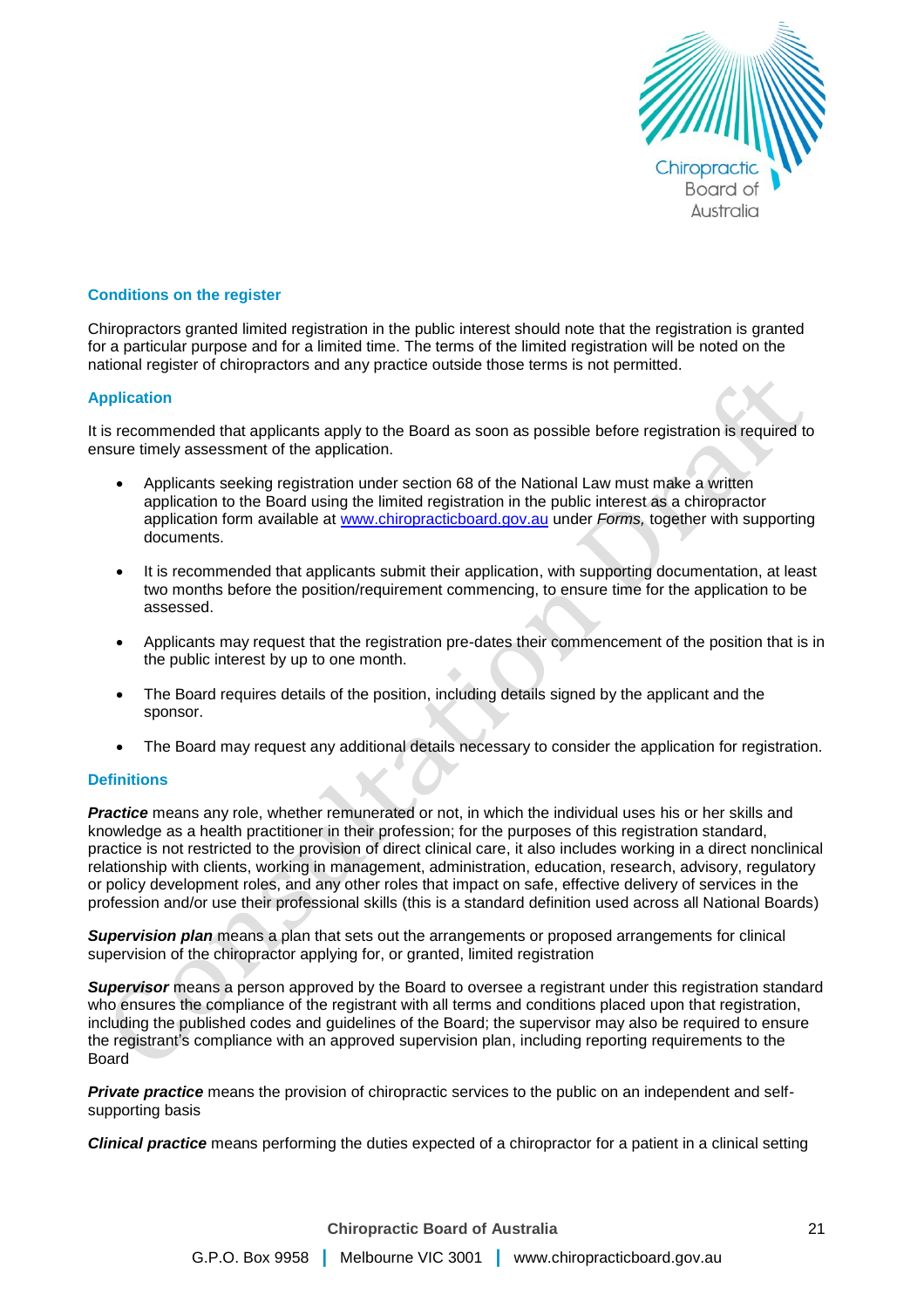### Conditions on the register

Chiropractors granted limited registration in the public interest should note that the registration is granted for a particular purpose and for a limited time. The terms of the limited registration will be noted on the national register of chiropractors and any practice outside those terms is not permitted.

### Application

It is recommended that applicants apply to the Board as soon as possible before registration is required to ensure timely assessment of the application.

- Applicants seeking registration under section 68 of the National Law must make a written application to the Board using the limited registration in the public interest as a chiropractor application form available at www.chiropracticboard.gov.au under *Forms,* together with supporting documents.
- It is recommended that applicants submit their application, with supporting documentation, at least two months before the position/requirement commencing, to ensure time for the application to be assessed.
- Applicants may request that the registration pre-dates their commencement of the position that is in the public interest by up to one month.
- The Board requires details of the position, including details signed by the applicant and the sponsor.
- The Board may request any additional details necessary to consider the application for registration.

### Definitions

***Practice*** means any role, whether remunerated or not, in which the individual uses his or her skills and knowledge as a health practitioner in their profession; for the purposes of this registration standard, practice is not restricted to the provision of direct clinical care, it also includes working in a direct nonclinical relationship with clients, working in management, administration, education, research, advisory, regulatory or policy development roles, and any other roles that impact on safe, effective delivery of services in the profession and/or use their professional skills (this is a standard definition used across all National Boards)

***Supervision plan*** means a plan that sets out the arrangements or proposed arrangements for clinical supervision of the chiropractor applying for, or granted, limited registration

***Supervisor*** means a person approved by the Board to oversee a registrant under this registration standard who ensures the compliance of the registrant with all terms and conditions placed upon that registration, including the published codes and guidelines of the Board; the supervisor may also be required to ensure the registrant's compliance with an approved supervision plan, including reporting requirements to the Board

***Private practice*** means the provision of chiropractic services to the public on an independent and self-supporting basis

***Clinical practice*** means performing the duties expected of a chiropractor for a patient in a clinical setting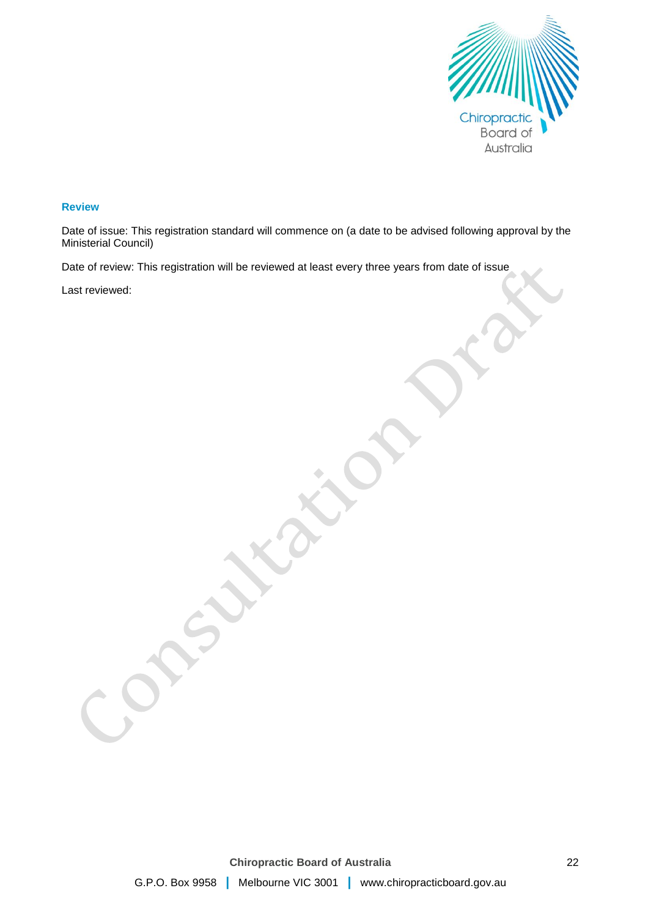### Review

Date of issue: This registration standard will commence on (a date to be advised following approval by the Ministerial Council)

Date of review: This registration will be reviewed at least every three years from date of issue

Last reviewed: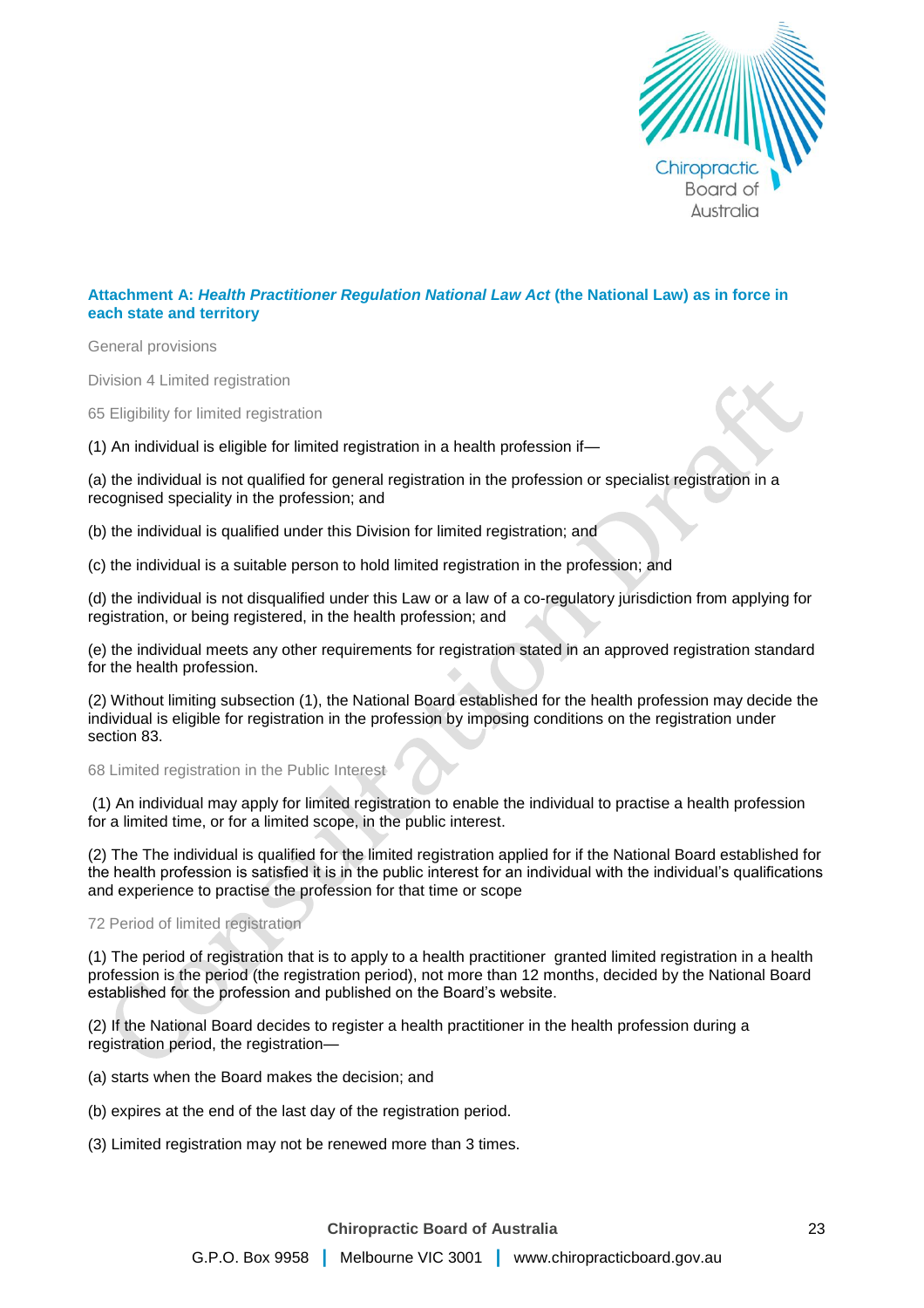### Attachment A: *Health Practitioner Regulation National Law Act* (the National Law) as in force in each state and territory

General provisions

Division 4 Limited registration

65 Eligibility for limited registration

(1) An individual is eligible for limited registration in a health profession if—

(a) the individual is not qualified for general registration in the profession or specialist registration in a recognised speciality in the profession; and

(b) the individual is qualified under this Division for limited registration; and

(c) the individual is a suitable person to hold limited registration in the profession; and

(d) the individual is not disqualified under this Law or a law of a co-regulatory jurisdiction from applying for registration, or being registered, in the health profession; and

(e) the individual meets any other requirements for registration stated in an approved registration standard for the health profession.

(2) Without limiting subsection (1), the National Board established for the health profession may decide the individual is eligible for registration in the profession by imposing conditions on the registration under section 83.

68 Limited registration in the Public Interest

(1) An individual may apply for limited registration to enable the individual to practise a health profession for a limited time, or for a limited scope, in the public interest.

(2) The The individual is qualified for the limited registration applied for if the National Board established for the health profession is satisfied it is in the public interest for an individual with the individual's qualifications and experience to practise the profession for that time or scope

72 Period of limited registration

(1) The period of registration that is to apply to a health practitioner granted limited registration in a health profession is the period (the registration period), not more than 12 months, decided by the National Board established for the profession and published on the Board's website.

(2) If the National Board decides to register a health practitioner in the health profession during a registration period, the registration—

(a) starts when the Board makes the decision; and

(b) expires at the end of the last day of the registration period.

(3) Limited registration may not be renewed more than 3 times.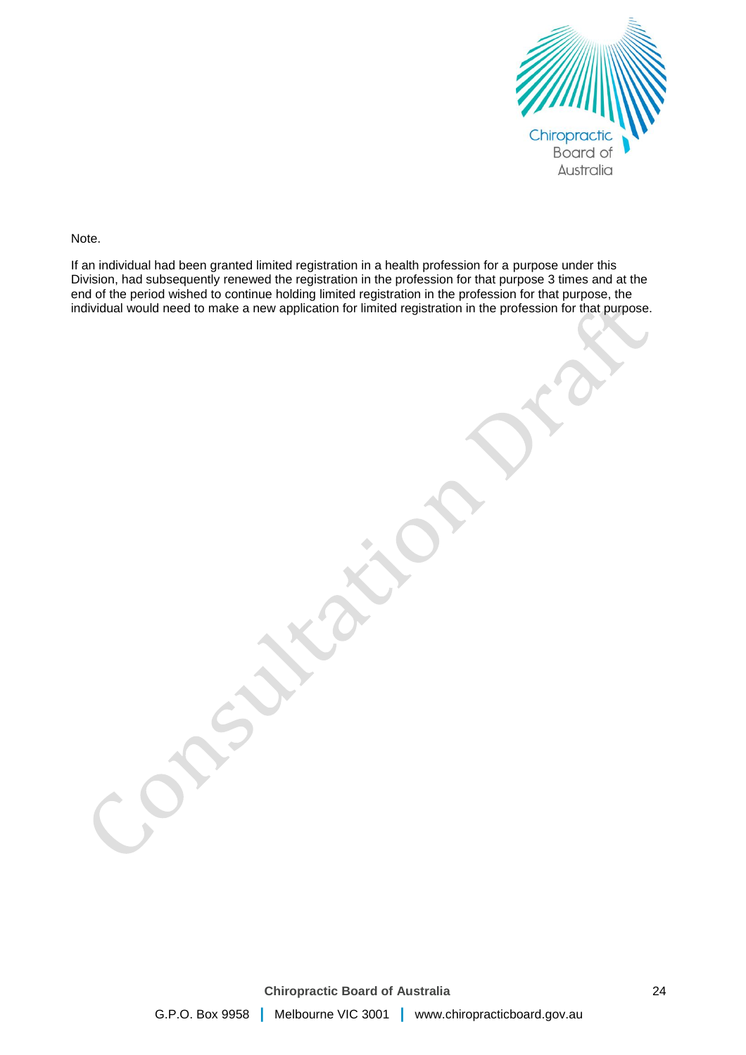Note.

If an individual had been granted limited registration in a health profession for a purpose under this Division, had subsequently renewed the registration in the profession for that purpose 3 times and at the end of the period wished to continue holding limited registration in the profession for that purpose, the individual would need to make a new application for limited registration in the profession for that purpose.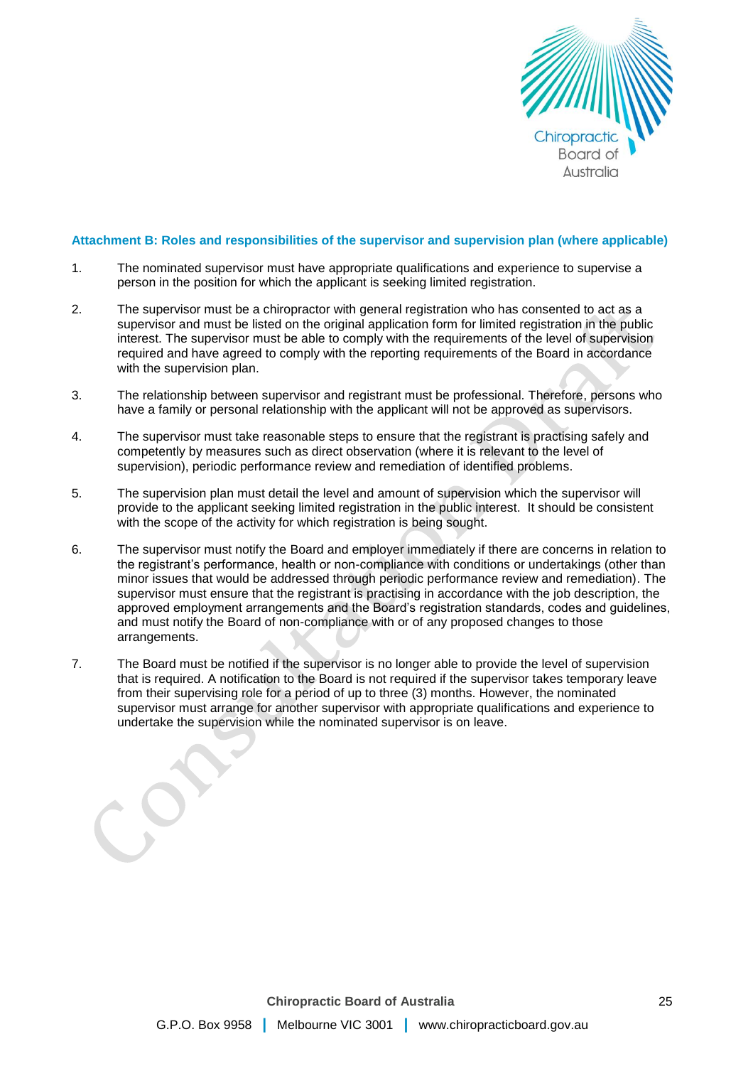## Attachment B: Roles and responsibilities of the supervisor and supervision plan (where applicable)

1. The nominated supervisor must have appropriate qualifications and experience to supervise a person in the position for which the applicant is seeking limited registration.

2. The supervisor must be a chiropractor with general registration who has consented to act as a supervisor and must be listed on the original application form for limited registration in the public interest. The supervisor must be able to comply with the requirements of the level of supervision required and have agreed to comply with the reporting requirements of the Board in accordance with the supervision plan.

3. The relationship between supervisor and registrant must be professional. Therefore, persons who have a family or personal relationship with the applicant will not be approved as supervisors.

4. The supervisor must take reasonable steps to ensure that the registrant is practising safely and competently by measures such as direct observation (where it is relevant to the level of supervision), periodic performance review and remediation of identified problems.

5. The supervision plan must detail the level and amount of supervision which the supervisor will provide to the applicant seeking limited registration in the public interest. It should be consistent with the scope of the activity for which registration is being sought.

6. The supervisor must notify the Board and employer immediately if there are concerns in relation to the registrant's performance, health or non-compliance with conditions or undertakings (other than minor issues that would be addressed through periodic performance review and remediation). The supervisor must ensure that the registrant is practising in accordance with the job description, the approved employment arrangements and the Board's registration standards, codes and guidelines, and must notify the Board of non-compliance with or of any proposed changes to those arrangements.

7. The Board must be notified if the supervisor is no longer able to provide the level of supervision that is required. A notification to the Board is not required if the supervisor takes temporary leave from their supervising role for a period of up to three (3) months. However, the nominated supervisor must arrange for another supervisor with appropriate qualifications and experience to undertake the supervision while the nominated supervisor is on leave.